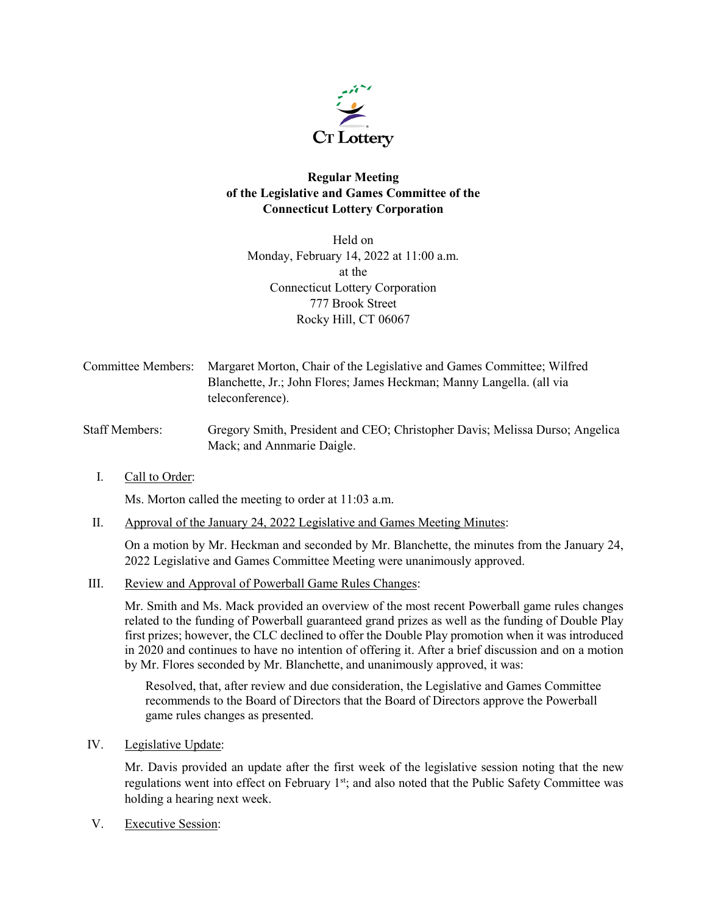**Regular Meeting of the Legislative and Games Committee of the Connecticut Lottery Corporation**

Held on
Monday, February 14, 2022 at 11:00 a.m.
at the
Connecticut Lottery Corporation
777 Brook Street
Rocky Hill, CT 06067

Committee Members: Margaret Morton, Chair of the Legislative and Games Committee; Wilfred Blanchette, Jr.; John Flores; James Heckman; Manny Langella. (all via teleconference).

Staff Members: Gregory Smith, President and CEO; Christopher Davis; Melissa Durso; Angelica Mack; and Annmarie Daigle.

I. Call to Order:

Ms. Morton called the meeting to order at 11:03 a.m.

II. Approval of the January 24, 2022 Legislative and Games Meeting Minutes:

On a motion by Mr. Heckman and seconded by Mr. Blanchette, the minutes from the January 24, 2022 Legislative and Games Committee Meeting were unanimously approved.

III. Review and Approval of Powerball Game Rules Changes:

Mr. Smith and Ms. Mack provided an overview of the most recent Powerball game rules changes related to the funding of Powerball guaranteed grand prizes as well as the funding of Double Play first prizes; however, the CLC declined to offer the Double Play promotion when it was introduced in 2020 and continues to have no intention of offering it. After a brief discussion and on a motion by Mr. Flores seconded by Mr. Blanchette, and unanimously approved, it was:

> Resolved, that, after review and due consideration, the Legislative and Games Committee recommends to the Board of Directors that the Board of Directors approve the Powerball game rules changes as presented.

IV. Legislative Update:

Mr. Davis provided an update after the first week of the legislative session noting that the new regulations went into effect on February 1st; and also noted that the Public Safety Committee was holding a hearing next week.

V. Executive Session: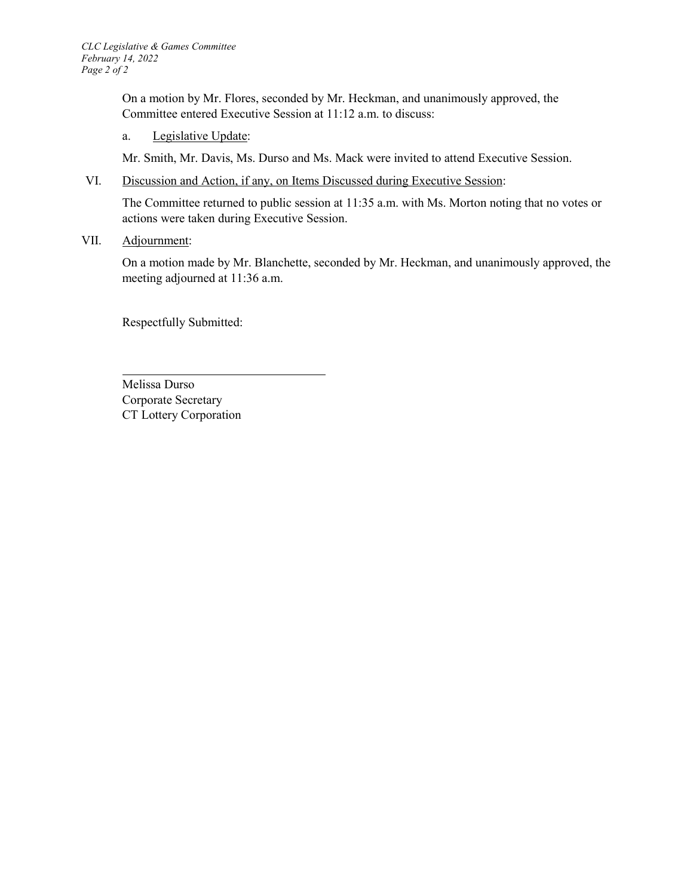On a motion by Mr. Flores, seconded by Mr. Heckman, and unanimously approved, the Committee entered Executive Session at 11:12 a.m. to discuss:

a. Legislative Update:

Mr. Smith, Mr. Davis, Ms. Durso and Ms. Mack were invited to attend Executive Session.

VI. Discussion and Action, if any, on Items Discussed during Executive Session:

The Committee returned to public session at 11:35 a.m. with Ms. Morton noting that no votes or actions were taken during Executive Session.

VII. Adjournment:

On a motion made by Mr. Blanchette, seconded by Mr. Heckman, and unanimously approved, the meeting adjourned at 11:36 a.m.

Respectfully Submitted:

Melissa Durso
Corporate Secretary
CT Lottery Corporation